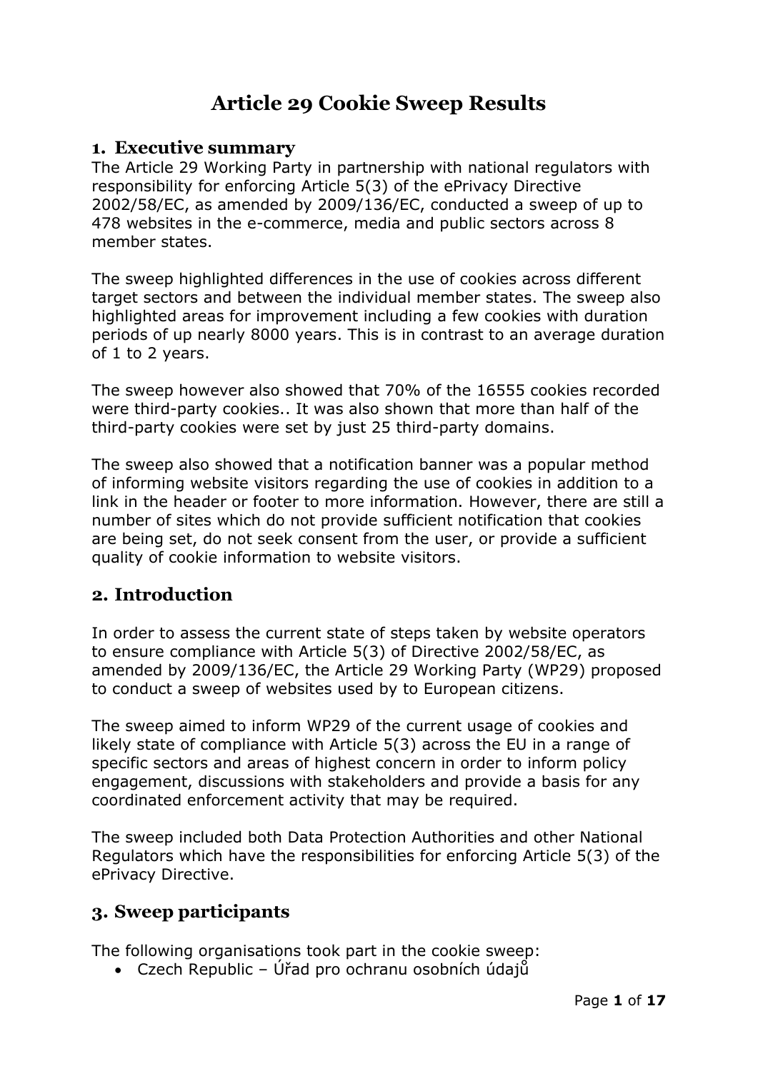# Article 29 Cookie Sweep Results

## 1. Executive summary

The Article 29 Working Party in partnership with national regulators with responsibility for enforcing Article 5(3) of the ePrivacy Directive 2002/58/EC, as amended by 2009/136/EC, conducted a sweep of up to 478 websites in the e-commerce, media and public sectors across 8 member states.

The sweep highlighted differences in the use of cookies across different target sectors and between the individual member states. The sweep also highlighted areas for improvement including a few cookies with duration periods of up nearly 8000 years. This is in contrast to an average duration of 1 to 2 years.

The sweep however also showed that 70% of the 16555 cookies recorded were third-party cookies.. It was also shown that more than half of the third-party cookies were set by just 25 third-party domains.

The sweep also showed that a notification banner was a popular method of informing website visitors regarding the use of cookies in addition to a link in the header or footer to more information. However, there are still a number of sites which do not provide sufficient notification that cookies are being set, do not seek consent from the user, or provide a sufficient quality of cookie information to website visitors.

## 2. Introduction

In order to assess the current state of steps taken by website operators to ensure compliance with Article 5(3) of Directive 2002/58/EC, as amended by 2009/136/EC, the Article 29 Working Party (WP29) proposed to conduct a sweep of websites used by to European citizens.

The sweep aimed to inform WP29 of the current usage of cookies and likely state of compliance with Article 5(3) across the EU in a range of specific sectors and areas of highest concern in order to inform policy engagement, discussions with stakeholders and provide a basis for any coordinated enforcement activity that may be required.

The sweep included both Data Protection Authorities and other National Regulators which have the responsibilities for enforcing Article 5(3) of the ePrivacy Directive.

## 3. Sweep participants

The following organisations took part in the cookie sweep:

- Czech Republic – Úřad pro ochranu osobních údajů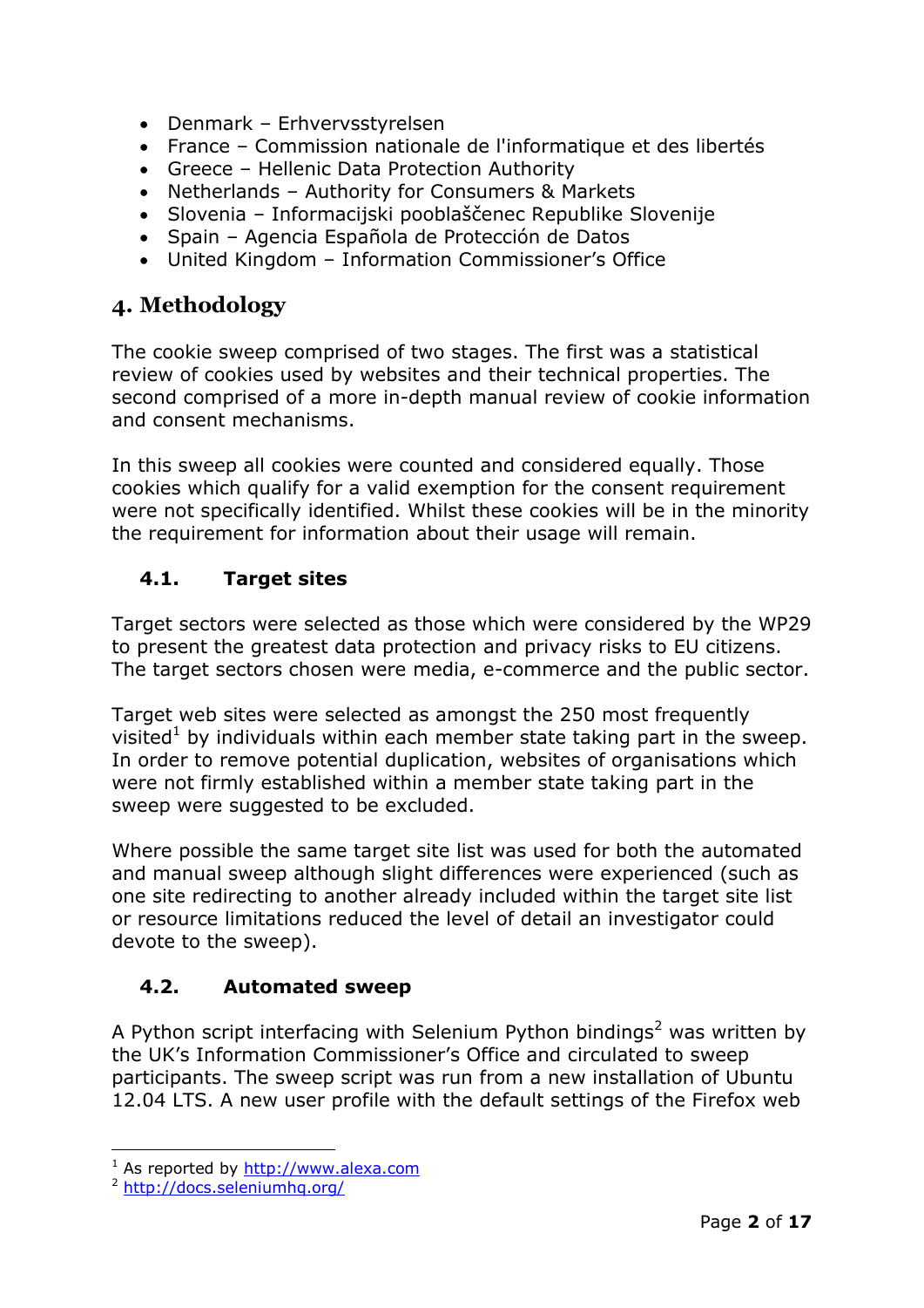- Denmark – Erhvervsstyrelsen
- France – Commission nationale de l'informatique et des libertés
- Greece – Hellenic Data Protection Authority
- Netherlands – Authority for Consumers & Markets
- Slovenia – Informacijski pooblaščenec Republike Slovenije
- Spain – Agencia Española de Protección de Datos
- United Kingdom – Information Commissioner's Office

## 4. Methodology

The cookie sweep comprised of two stages. The first was a statistical review of cookies used by websites and their technical properties. The second comprised of a more in-depth manual review of cookie information and consent mechanisms.

In this sweep all cookies were counted and considered equally. Those cookies which qualify for a valid exemption for the consent requirement were not specifically identified. Whilst these cookies will be in the minority the requirement for information about their usage will remain.

### 4.1. Target sites

Target sectors were selected as those which were considered by the WP29 to present the greatest data protection and privacy risks to EU citizens. The target sectors chosen were media, e-commerce and the public sector.

Target web sites were selected as amongst the 250 most frequently visited[1] by individuals within each member state taking part in the sweep. In order to remove potential duplication, websites of organisations which were not firmly established within a member state taking part in the sweep were suggested to be excluded.

Where possible the same target site list was used for both the automated and manual sweep although slight differences were experienced (such as one site redirecting to another already included within the target site list or resource limitations reduced the level of detail an investigator could devote to the sweep).

### 4.2. Automated sweep

A Python script interfacing with Selenium Python bindings[2] was written by the UK's Information Commissioner's Office and circulated to sweep participants. The sweep script was run from a new installation of Ubuntu 12.04 LTS. A new user profile with the default settings of the Firefox web

---

[1] As reported by http://www.alexa.com

[2] http://docs.seleniumhq.org/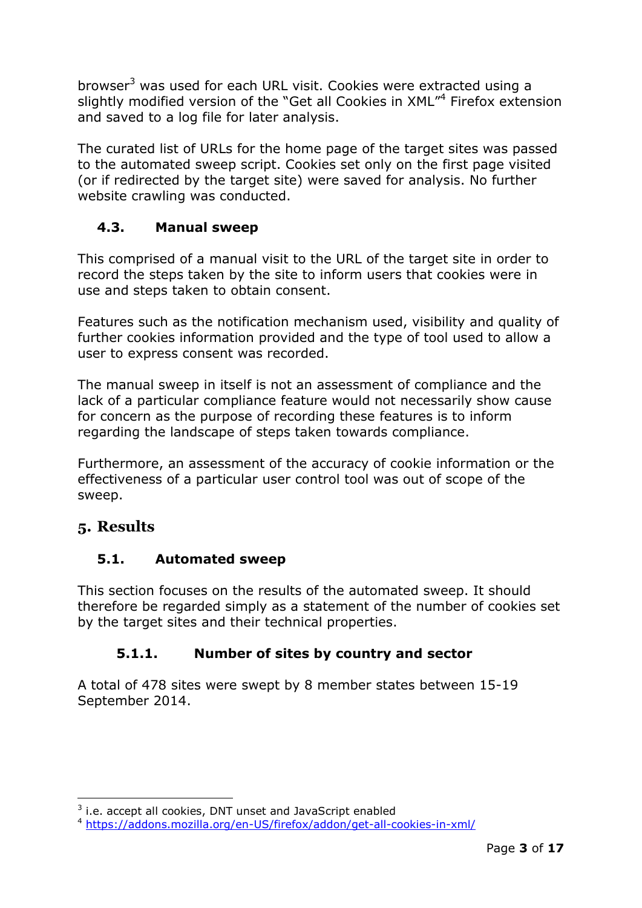browser[3] was used for each URL visit. Cookies were extracted using a slightly modified version of the "Get all Cookies in XML"[4] Firefox extension and saved to a log file for later analysis.

The curated list of URLs for the home page of the target sites was passed to the automated sweep script. Cookies set only on the first page visited (or if redirected by the target site) were saved for analysis. No further website crawling was conducted.

### 4.3. Manual sweep

This comprised of a manual visit to the URL of the target site in order to record the steps taken by the site to inform users that cookies were in use and steps taken to obtain consent.

Features such as the notification mechanism used, visibility and quality of further cookies information provided and the type of tool used to allow a user to express consent was recorded.

The manual sweep in itself is not an assessment of compliance and the lack of a particular compliance feature would not necessarily show cause for concern as the purpose of recording these features is to inform regarding the landscape of steps taken towards compliance.

Furthermore, an assessment of the accuracy of cookie information or the effectiveness of a particular user control tool was out of scope of the sweep.

## 5. Results

### 5.1. Automated sweep

This section focuses on the results of the automated sweep. It should therefore be regarded simply as a statement of the number of cookies set by the target sites and their technical properties.

#### 5.1.1. Number of sites by country and sector

A total of 478 sites were swept by 8 member states between 15-19 September 2014.

---

[3] i.e. accept all cookies, DNT unset and JavaScript enabled

[4] https://addons.mozilla.org/en-US/firefox/addon/get-all-cookies-in-xml/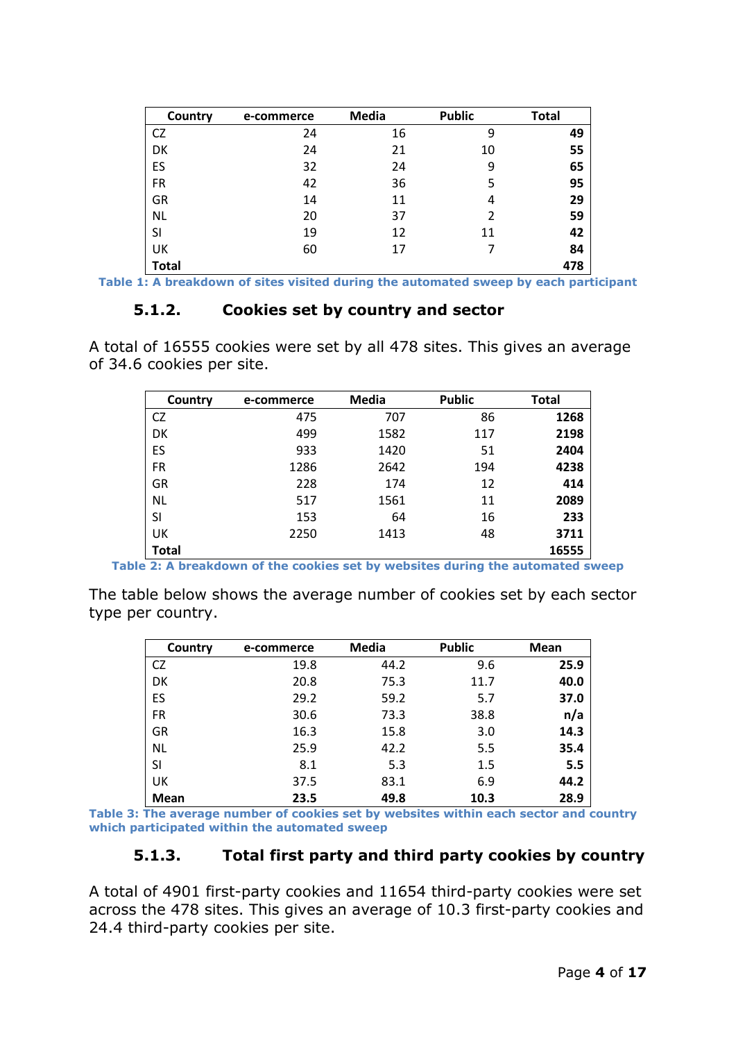| Country | e-commerce | Media | Public | Total |
|---|---|---|---|---|
| CZ | 24 | 16 | 9 | **49** |
| DK | 24 | 21 | 10 | **55** |
| ES | 32 | 24 | 9 | **65** |
| FR | 42 | 36 | 5 | **95** |
| GR | 14 | 11 | 4 | **29** |
| NL | 20 | 37 | 2 | **59** |
| SI | 19 | 12 | 11 | **42** |
| UK | 60 | 17 | 7 | **84** |
| **Total** | | | | **478** |

**Table 1: A breakdown of sites visited during the automated sweep by each participant**

### 5.1.2. Cookies set by country and sector

A total of 16555 cookies were set by all 478 sites. This gives an average of 34.6 cookies per site.

| Country | e-commerce | Media | Public | Total |
|---|---|---|---|---|
| CZ | 475 | 707 | 86 | **1268** |
| DK | 499 | 1582 | 117 | **2198** |
| ES | 933 | 1420 | 51 | **2404** |
| FR | 1286 | 2642 | 194 | **4238** |
| GR | 228 | 174 | 12 | **414** |
| NL | 517 | 1561 | 11 | **2089** |
| SI | 153 | 64 | 16 | **233** |
| UK | 2250 | 1413 | 48 | **3711** |
| **Total** | | | | **16555** |

**Table 2: A breakdown of the cookies set by websites during the automated sweep**

The table below shows the average number of cookies set by each sector type per country.

| Country | e-commerce | Media | Public | Mean |
|---|---|---|---|---|
| CZ | 19.8 | 44.2 | 9.6 | **25.9** |
| DK | 20.8 | 75.3 | 11.7 | **40.0** |
| ES | 29.2 | 59.2 | 5.7 | **37.0** |
| FR | 30.6 | 73.3 | 38.8 | **n/a** |
| GR | 16.3 | 15.8 | 3.0 | **14.3** |
| NL | 25.9 | 42.2 | 5.5 | **35.4** |
| SI | 8.1 | 5.3 | 1.5 | **5.5** |
| UK | 37.5 | 83.1 | 6.9 | **44.2** |
| **Mean** | **23.5** | **49.8** | **10.3** | **28.9** |

**Table 3: The average number of cookies set by websites within each sector and country which participated within the automated sweep**

### 5.1.3. Total first party and third party cookies by country

A total of 4901 first-party cookies and 11654 third-party cookies were set across the 478 sites. This gives an average of 10.3 first-party cookies and 24.4 third-party cookies per site.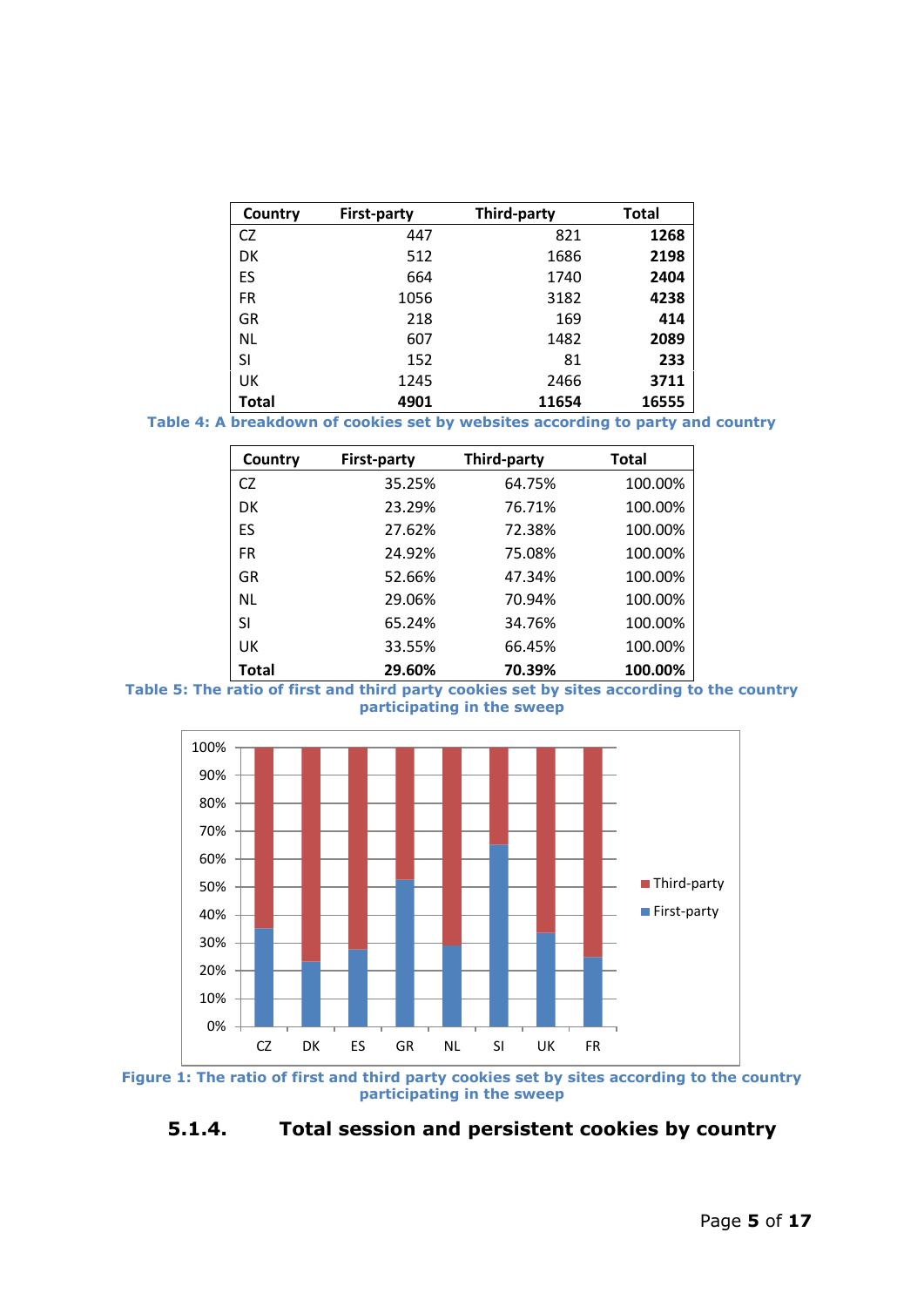| Country | First-party | Third-party | Total |
|---|---|---|---|
| CZ | 447 | 821 | **1268** |
| DK | 512 | 1686 | **2198** |
| ES | 664 | 1740 | **2404** |
| FR | 1056 | 3182 | **4238** |
| GR | 218 | 169 | **414** |
| NL | 607 | 1482 | **2089** |
| SI | 152 | 81 | **233** |
| UK | 1245 | 2466 | **3711** |
| **Total** | **4901** | **11654** | **16555** |

**Table 4: A breakdown of cookies set by websites according to party and country**

| Country | First-party | Third-party | Total |
|---|---|---|---|
| CZ | 35.25% | 64.75% | 100.00% |
| DK | 23.29% | 76.71% | 100.00% |
| ES | 27.62% | 72.38% | 100.00% |
| FR | 24.92% | 75.08% | 100.00% |
| GR | 52.66% | 47.34% | 100.00% |
| NL | 29.06% | 70.94% | 100.00% |
| SI | 65.24% | 34.76% | 100.00% |
| UK | 33.55% | 66.45% | 100.00% |
| **Total** | **29.60%** | **70.39%** | **100.00%** |

**Table 5: The ratio of first and third party cookies set by sites according to the country participating in the sweep**

**Figure 1: The ratio of first and third party cookies set by sites according to the country participating in the sweep**

### 5.1.4. Total session and persistent cookies by country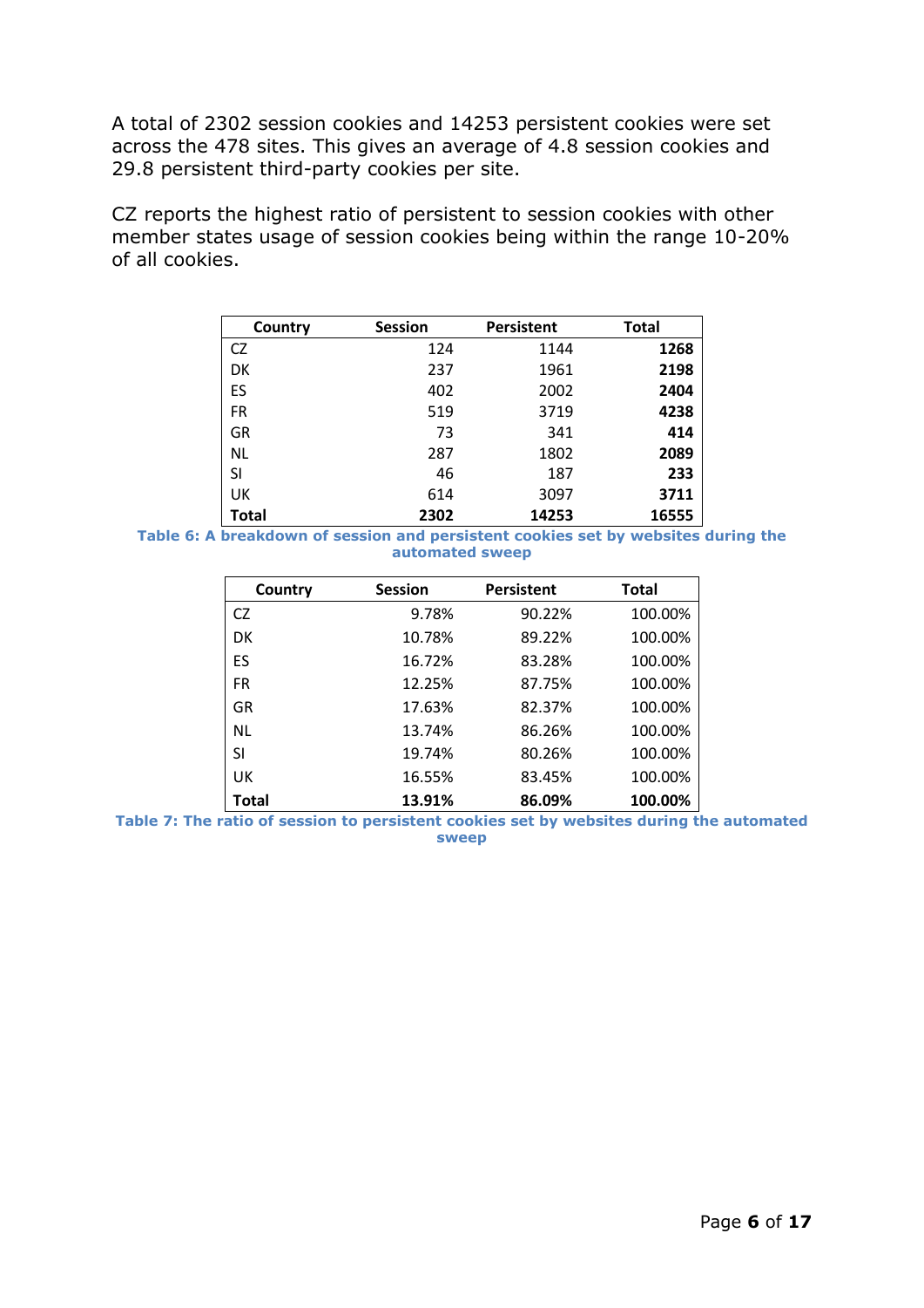A total of 2302 session cookies and 14253 persistent cookies were set across the 478 sites. This gives an average of 4.8 session cookies and 29.8 persistent third-party cookies per site.

CZ reports the highest ratio of persistent to session cookies with other member states usage of session cookies being within the range 10-20% of all cookies.

| Country | Session | Persistent | Total |
|---|---|---|---|
| CZ | 124 | 1144 | **1268** |
| DK | 237 | 1961 | **2198** |
| ES | 402 | 2002 | **2404** |
| FR | 519 | 3719 | **4238** |
| GR | 73 | 341 | **414** |
| NL | 287 | 1802 | **2089** |
| SI | 46 | 187 | **233** |
| UK | 614 | 3097 | **3711** |
| **Total** | **2302** | **14253** | **16555** |

**Table 6: A breakdown of session and persistent cookies set by websites during the automated sweep**

| Country | Session | Persistent | Total |
|---|---|---|---|
| CZ | 9.78% | 90.22% | 100.00% |
| DK | 10.78% | 89.22% | 100.00% |
| ES | 16.72% | 83.28% | 100.00% |
| FR | 12.25% | 87.75% | 100.00% |
| GR | 17.63% | 82.37% | 100.00% |
| NL | 13.74% | 86.26% | 100.00% |
| SI | 19.74% | 80.26% | 100.00% |
| UK | 16.55% | 83.45% | 100.00% |
| **Total** | **13.91%** | **86.09%** | **100.00%** |

**Table 7: The ratio of session to persistent cookies set by websites during the automated sweep**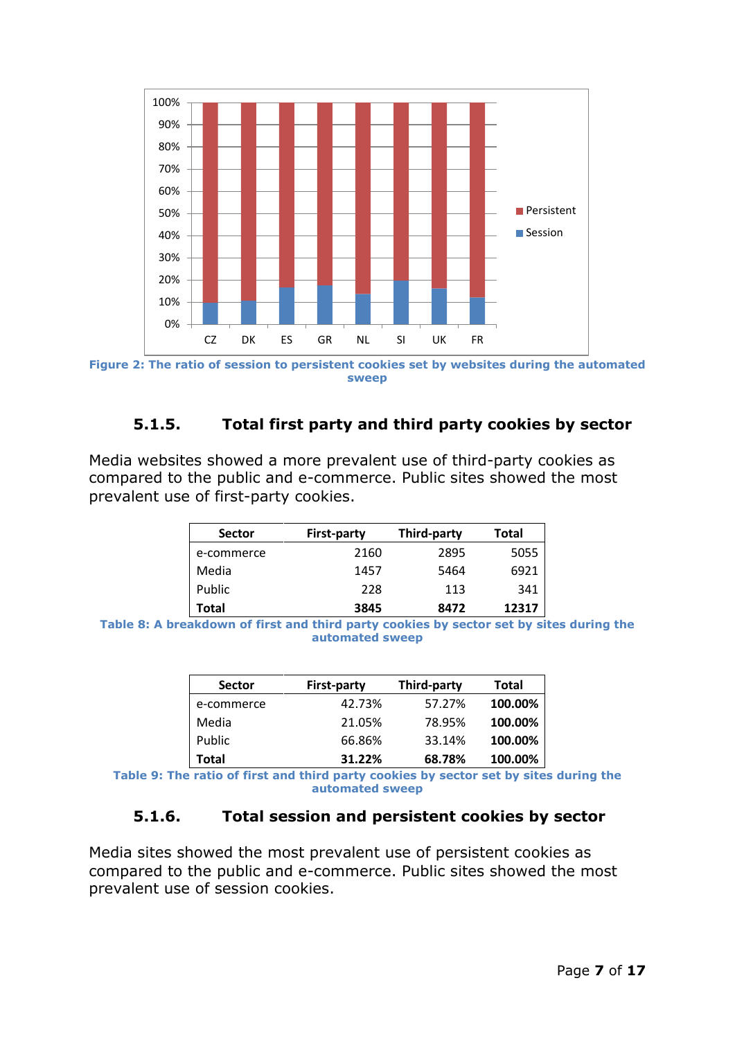Figure 2: The ratio of session to persistent cookies set by websites during the automated sweep

#### 5.1.5. Total first party and third party cookies by sector

Media websites showed a more prevalent use of third-party cookies as compared to the public and e-commerce. Public sites showed the most prevalent use of first-party cookies.

| Sector | First-party | Third-party | Total |
|---|---|---|---|
| e-commerce | 2160 | 2895 | 5055 |
| Media | 1457 | 5464 | 6921 |
| Public | 228 | 113 | 341 |
| **Total** | **3845** | **8472** | **12317** |

Table 8: A breakdown of first and third party cookies by sector set by sites during the automated sweep

| Sector | First-party | Third-party | Total |
|---|---|---|---|
| e-commerce | 42.73% | 57.27% | **100.00%** |
| Media | 21.05% | 78.95% | **100.00%** |
| Public | 66.86% | 33.14% | **100.00%** |
| **Total** | **31.22%** | **68.78%** | **100.00%** |

Table 9: The ratio of first and third party cookies by sector set by sites during the automated sweep

#### 5.1.6. Total session and persistent cookies by sector

Media sites showed the most prevalent use of persistent cookies as compared to the public and e-commerce. Public sites showed the most prevalent use of session cookies.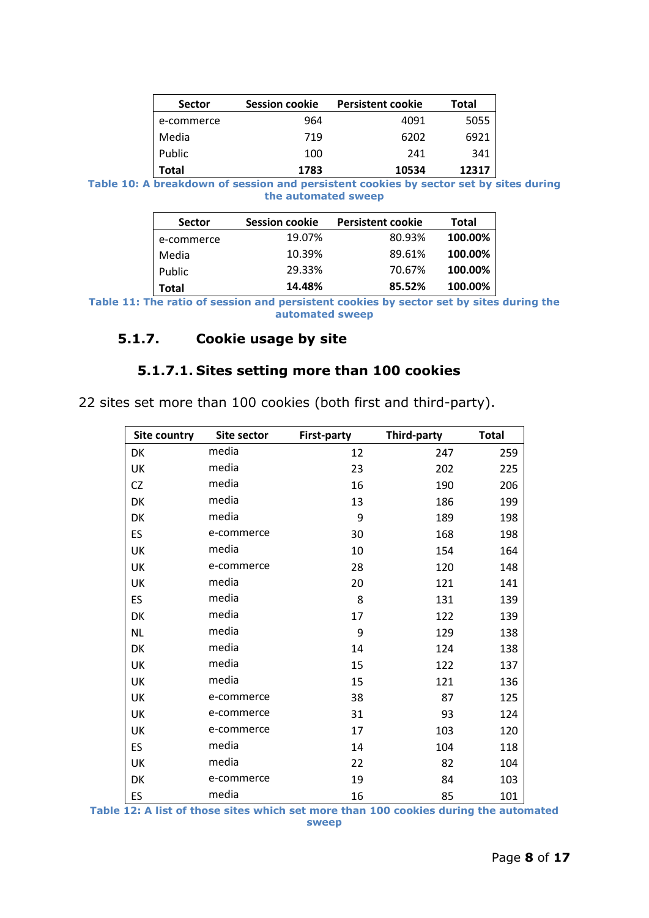| Sector | Session cookie | Persistent cookie | Total |
|---|---|---|---|
| e-commerce | 964 | 4091 | 5055 |
| Media | 719 | 6202 | 6921 |
| Public | 100 | 241 | 341 |
| **Total** | **1783** | **10534** | **12317** |

**Table 10: A breakdown of session and persistent cookies by sector set by sites during the automated sweep**

| Sector | Session cookie | Persistent cookie | Total |
|---|---|---|---|
| e-commerce | 19.07% | 80.93% | **100.00%** |
| Media | 10.39% | 89.61% | **100.00%** |
| Public | 29.33% | 70.67% | **100.00%** |
| **Total** | **14.48%** | **85.52%** | **100.00%** |

**Table 11: The ratio of session and persistent cookies by sector set by sites during the automated sweep**

### 5.1.7. Cookie usage by site

#### 5.1.7.1. Sites setting more than 100 cookies

22 sites set more than 100 cookies (both first and third-party).

| Site country | Site sector | First-party | Third-party | Total |
|---|---|---|---|---|
| DK | media | 12 | 247 | 259 |
| UK | media | 23 | 202 | 225 |
| CZ | media | 16 | 190 | 206 |
| DK | media | 13 | 186 | 199 |
| DK | media | 9 | 189 | 198 |
| ES | e-commerce | 30 | 168 | 198 |
| UK | media | 10 | 154 | 164 |
| UK | e-commerce | 28 | 120 | 148 |
| UK | media | 20 | 121 | 141 |
| ES | media | 8 | 131 | 139 |
| DK | media | 17 | 122 | 139 |
| NL | media | 9 | 129 | 138 |
| DK | media | 14 | 124 | 138 |
| UK | media | 15 | 122 | 137 |
| UK | media | 15 | 121 | 136 |
| UK | e-commerce | 38 | 87 | 125 |
| UK | e-commerce | 31 | 93 | 124 |
| UK | e-commerce | 17 | 103 | 120 |
| ES | media | 14 | 104 | 118 |
| UK | media | 22 | 82 | 104 |
| DK | e-commerce | 19 | 84 | 103 |
| ES | media | 16 | 85 | 101 |

**Table 12: A list of those sites which set more than 100 cookies during the automated sweep**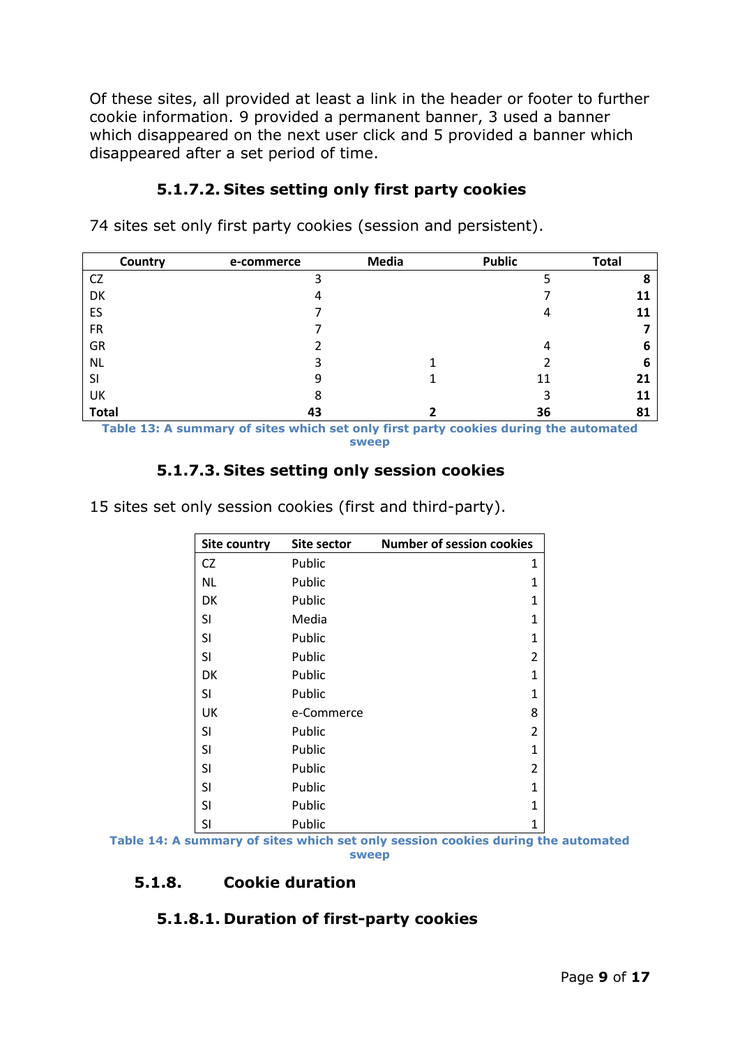Of these sites, all provided at least a link in the header or footer to further cookie information. 9 provided a permanent banner, 3 used a banner which disappeared on the next user click and 5 provided a banner which disappeared after a set period of time.

#### 5.1.7.2. Sites setting only first party cookies

74 sites set only first party cookies (session and persistent).

| Country | e-commerce | Media | Public | Total |
|---|---|---|---|---|
| CZ | 3 | | 5 | **8** |
| DK | 4 | | 7 | **11** |
| ES | 7 | | 4 | **11** |
| FR | 7 | | | **7** |
| GR | 2 | | 4 | **6** |
| NL | 3 | 1 | 2 | **6** |
| SI | 9 | 1 | 11 | **21** |
| UK | 8 | | 3 | **11** |
| **Total** | **43** | **2** | **36** | **81** |

**Table 13: A summary of sites which set only first party cookies during the automated sweep**

#### 5.1.7.3. Sites setting only session cookies

15 sites set only session cookies (first and third-party).

| Site country | Site sector | Number of session cookies |
|---|---|---|
| CZ | Public | 1 |
| NL | Public | 1 |
| DK | Public | 1 |
| SI | Media | 1 |
| SI | Public | 1 |
| SI | Public | 2 |
| DK | Public | 1 |
| SI | Public | 1 |
| UK | e-Commerce | 8 |
| SI | Public | 2 |
| SI | Public | 1 |
| SI | Public | 2 |
| SI | Public | 1 |
| SI | Public | 1 |
| SI | Public | 1 |

**Table 14: A summary of sites which set only session cookies during the automated sweep**

### 5.1.8. Cookie duration

#### 5.1.8.1. Duration of first-party cookies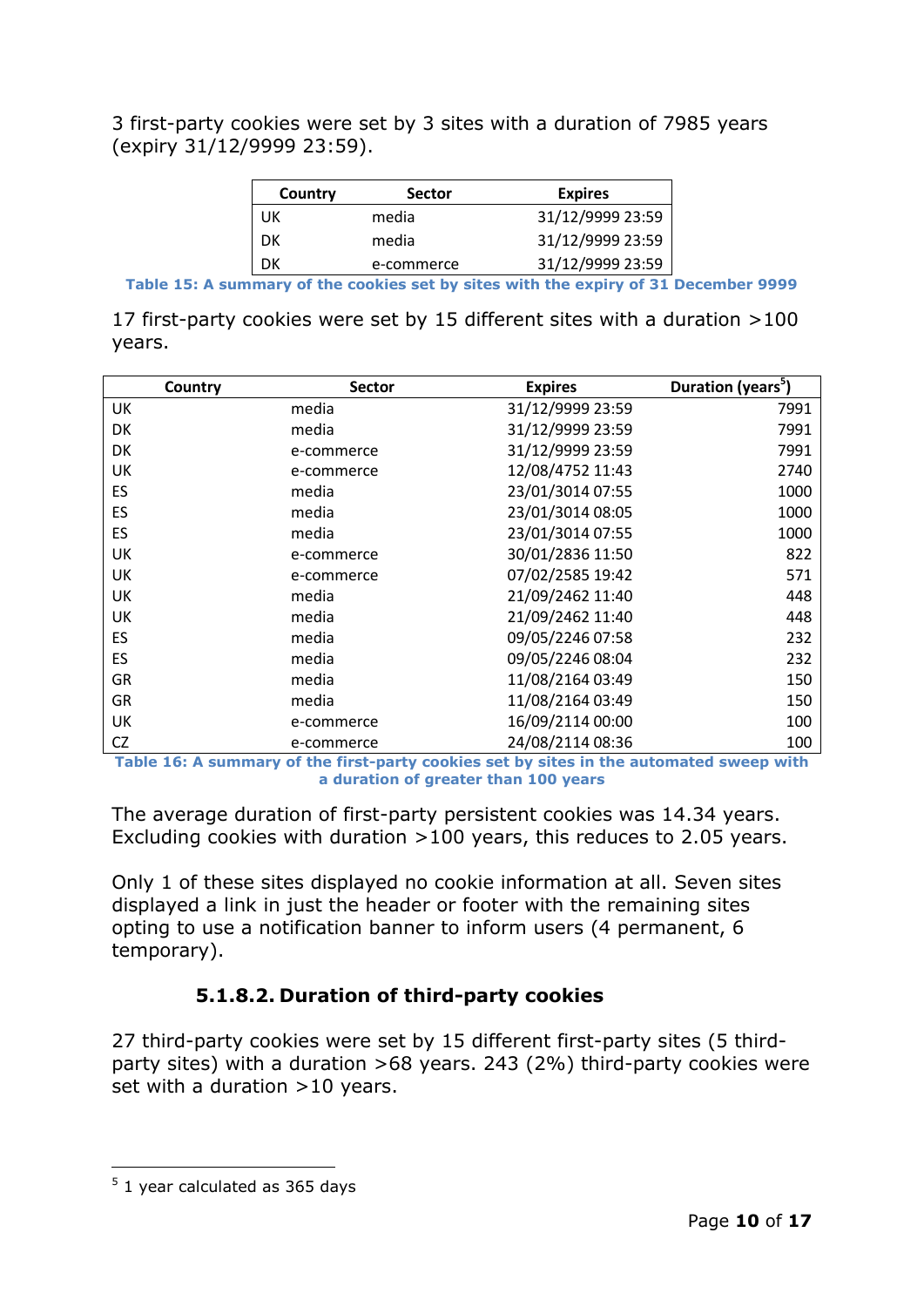3 first-party cookies were set by 3 sites with a duration of 7985 years (expiry 31/12/9999 23:59).

| Country | Sector | Expires |
|---|---|---|
| UK | media | 31/12/9999 23:59 |
| DK | media | 31/12/9999 23:59 |
| DK | e-commerce | 31/12/9999 23:59 |

**Table 15: A summary of the cookies set by sites with the expiry of 31 December 9999**

17 first-party cookies were set by 15 different sites with a duration >100 years.

| Country | Sector | Expires | Duration (years[5]) |
|---|---|---|---|
| UK | media | 31/12/9999 23:59 | 7991 |
| DK | media | 31/12/9999 23:59 | 7991 |
| DK | e-commerce | 31/12/9999 23:59 | 7991 |
| UK | e-commerce | 12/08/4752 11:43 | 2740 |
| ES | media | 23/01/3014 07:55 | 1000 |
| ES | media | 23/01/3014 08:05 | 1000 |
| ES | media | 23/01/3014 07:55 | 1000 |
| UK | e-commerce | 30/01/2836 11:50 | 822 |
| UK | e-commerce | 07/02/2585 19:42 | 571 |
| UK | media | 21/09/2462 11:40 | 448 |
| UK | media | 21/09/2462 11:40 | 448 |
| ES | media | 09/05/2246 07:58 | 232 |
| ES | media | 09/05/2246 08:04 | 232 |
| GR | media | 11/08/2164 03:49 | 150 |
| GR | media | 11/08/2164 03:49 | 150 |
| UK | e-commerce | 16/09/2114 00:00 | 100 |
| CZ | e-commerce | 24/08/2114 08:36 | 100 |

**Table 16: A summary of the first-party cookies set by sites in the automated sweep with a duration of greater than 100 years**

The average duration of first-party persistent cookies was 14.34 years. Excluding cookies with duration >100 years, this reduces to 2.05 years.

Only 1 of these sites displayed no cookie information at all. Seven sites displayed a link in just the header or footer with the remaining sites opting to use a notification banner to inform users (4 permanent, 6 temporary).

#### 5.1.8.2. Duration of third-party cookies

27 third-party cookies were set by 15 different first-party sites (5 third-party sites) with a duration >68 years. 243 (2%) third-party cookies were set with a duration >10 years.

[5] 1 year calculated as 365 days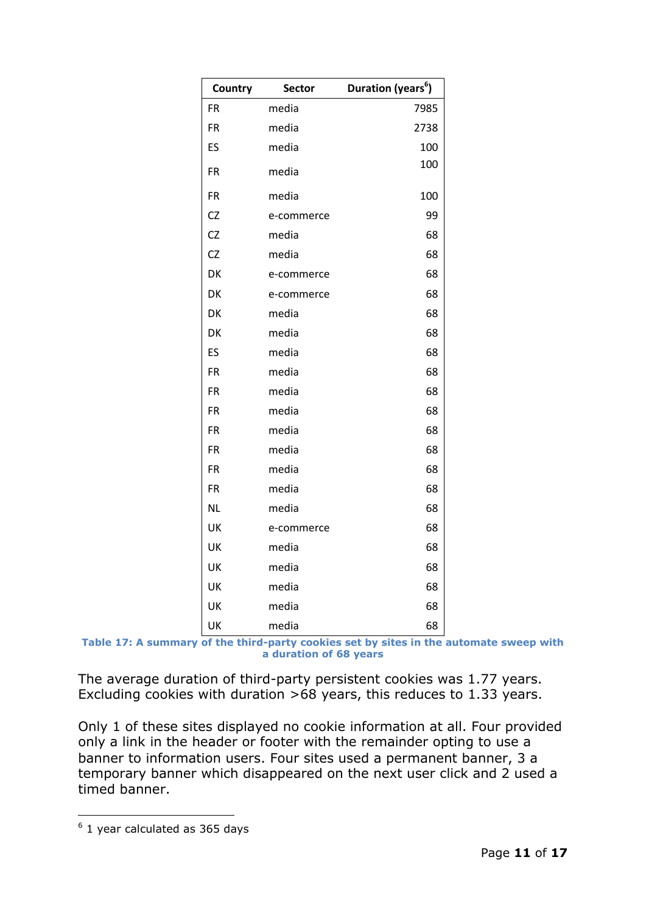| Country | Sector | Duration (years[6]) |
|---|---|---|
| FR | media | 7985 |
| FR | media | 2738 |
| ES | media | 100 |
| FR | media | 100 |
| FR | media | 100 |
| CZ | e-commerce | 99 |
| CZ | media | 68 |
| CZ | media | 68 |
| DK | e-commerce | 68 |
| DK | e-commerce | 68 |
| DK | media | 68 |
| DK | media | 68 |
| ES | media | 68 |
| FR | media | 68 |
| FR | media | 68 |
| FR | media | 68 |
| FR | media | 68 |
| FR | media | 68 |
| FR | media | 68 |
| FR | media | 68 |
| NL | media | 68 |
| UK | e-commerce | 68 |
| UK | media | 68 |
| UK | media | 68 |
| UK | media | 68 |
| UK | media | 68 |
| UK | media | 68 |

**Table 17: A summary of the third-party cookies set by sites in the automate sweep with a duration of 68 years**

The average duration of third-party persistent cookies was 1.77 years. Excluding cookies with duration >68 years, this reduces to 1.33 years.

Only 1 of these sites displayed no cookie information at all. Four provided only a link in the header or footer with the remainder opting to use a banner to information users. Four sites used a permanent banner, 3 a temporary banner which disappeared on the next user click and 2 used a timed banner.

---

[6] 1 year calculated as 365 days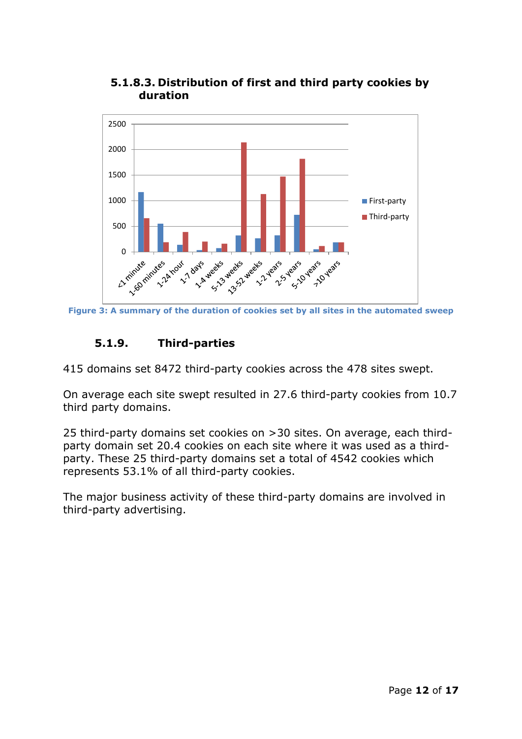### 5.1.8.3. Distribution of first and third party cookies by duration

Figure 3: A summary of the duration of cookies set by all sites in the automated sweep

### 5.1.9. Third-parties

415 domains set 8472 third-party cookies across the 478 sites swept.

On average each site swept resulted in 27.6 third-party cookies from 10.7 third party domains.

25 third-party domains set cookies on >30 sites. On average, each third-party domain set 20.4 cookies on each site where it was used as a third-party. These 25 third-party domains set a total of 4542 cookies which represents 53.1% of all third-party cookies.

The major business activity of these third-party domains are involved in third-party advertising.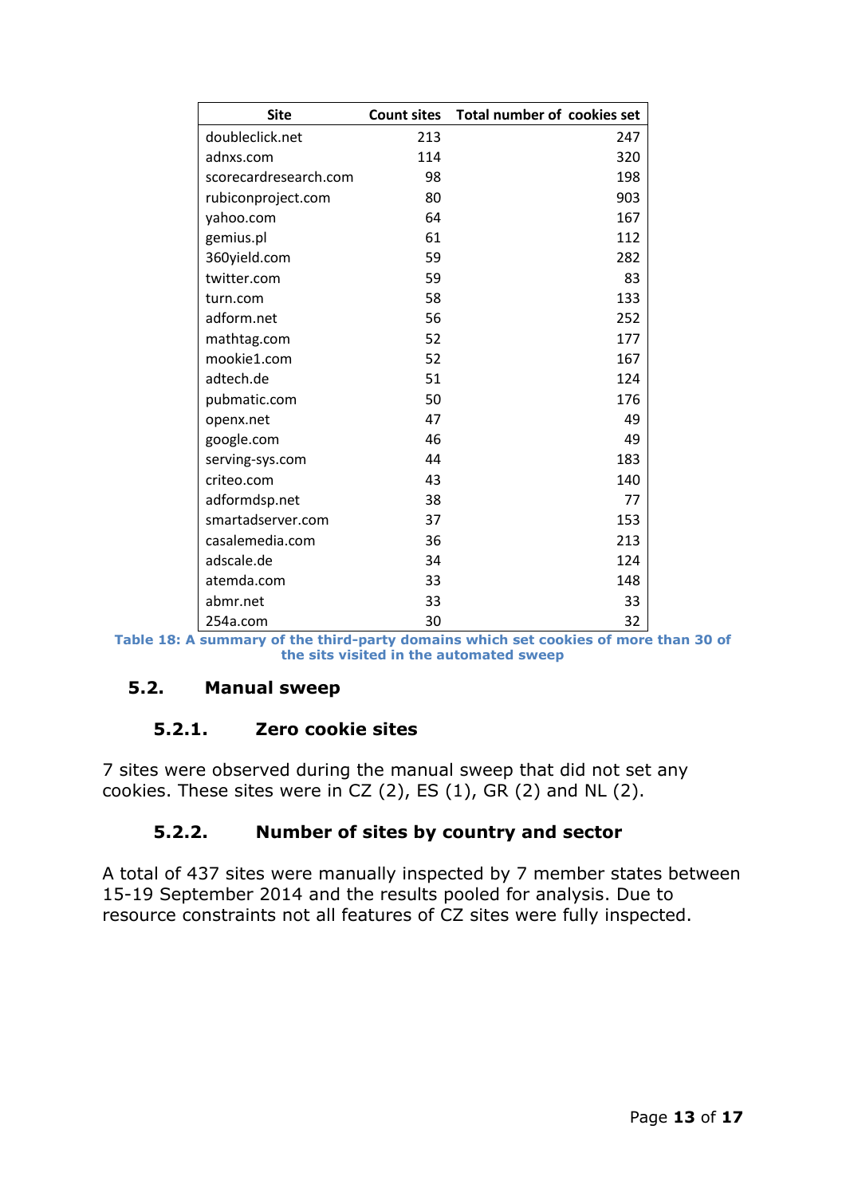| Site | Count sites | Total number of cookies set |
|---|---|---|
| doubleclick.net | 213 | 247 |
| adnxs.com | 114 | 320 |
| scorecardresearch.com | 98 | 198 |
| rubiconproject.com | 80 | 903 |
| yahoo.com | 64 | 167 |
| gemius.pl | 61 | 112 |
| 360yield.com | 59 | 282 |
| twitter.com | 59 | 83 |
| turn.com | 58 | 133 |
| adform.net | 56 | 252 |
| mathtag.com | 52 | 177 |
| mookie1.com | 52 | 167 |
| adtech.de | 51 | 124 |
| pubmatic.com | 50 | 176 |
| openx.net | 47 | 49 |
| google.com | 46 | 49 |
| serving-sys.com | 44 | 183 |
| criteo.com | 43 | 140 |
| adformdsp.net | 38 | 77 |
| smartadserver.com | 37 | 153 |
| casalemedia.com | 36 | 213 |
| adscale.de | 34 | 124 |
| atemda.com | 33 | 148 |
| abmr.net | 33 | 33 |
| 254a.com | 30 | 32 |

**Table 18: A summary of the third-party domains which set cookies of more than 30 of the sits visited in the automated sweep**

## 5.2. Manual sweep

### 5.2.1. Zero cookie sites

7 sites were observed during the manual sweep that did not set any cookies. These sites were in CZ (2), ES (1), GR (2) and NL (2).

### 5.2.2. Number of sites by country and sector

A total of 437 sites were manually inspected by 7 member states between 15-19 September 2014 and the results pooled for analysis. Due to resource constraints not all features of CZ sites were fully inspected.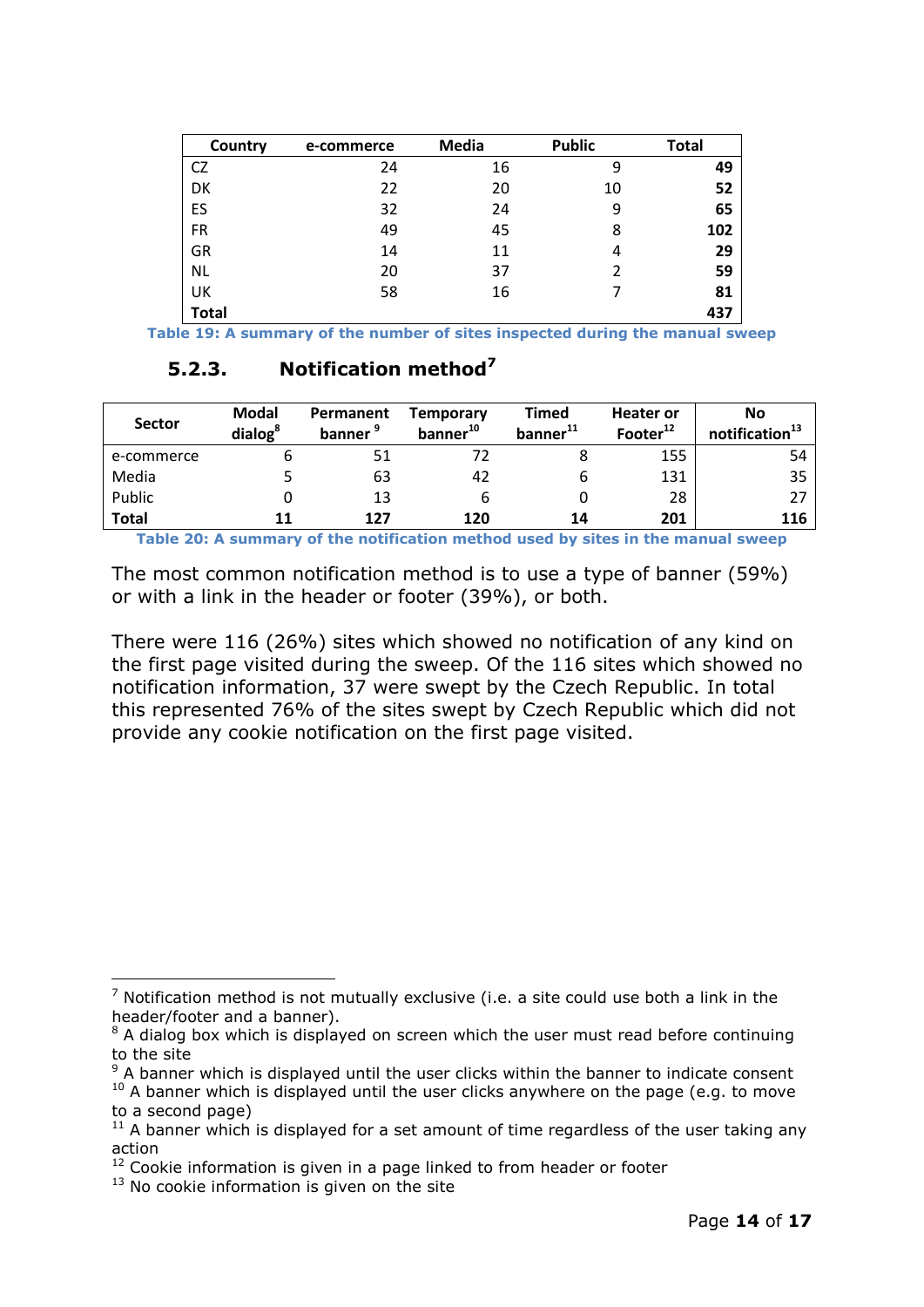| Country | e-commerce | Media | Public | Total |
|---|---|---|---|---|
| CZ | 24 | 16 | 9 | **49** |
| DK | 22 | 20 | 10 | **52** |
| ES | 32 | 24 | 9 | **65** |
| FR | 49 | 45 | 8 | **102** |
| GR | 14 | 11 | 4 | **29** |
| NL | 20 | 37 | 2 | **59** |
| UK | 58 | 16 | 7 | **81** |
| **Total** | | | | **437** |

**Table 19: A summary of the number of sites inspected during the manual sweep**

### 5.2.3. Notification method[7]

| Sector | Modal dialog[8] | Permanent banner [9] | Temporary banner[10] | Timed banner[11] | Heater or Footer[12] | No notification[13] |
|---|---|---|---|---|---|---|
| e-commerce | 6 | 51 | 72 | 8 | 155 | 54 |
| Media | 5 | 63 | 42 | 6 | 131 | 35 |
| Public | 0 | 13 | 6 | 0 | 28 | 27 |
| **Total** | **11** | **127** | **120** | **14** | **201** | **116** |

**Table 20: A summary of the notification method used by sites in the manual sweep**

The most common notification method is to use a type of banner (59%) or with a link in the header or footer (39%), or both.

There were 116 (26%) sites which showed no notification of any kind on the first page visited during the sweep. Of the 116 sites which showed no notification information, 37 were swept by the Czech Republic. In total this represented 76% of the sites swept by Czech Republic which did not provide any cookie notification on the first page visited.

---

[7] Notification method is not mutually exclusive (i.e. a site could use both a link in the header/footer and a banner).
[8] A dialog box which is displayed on screen which the user must read before continuing to the site
[9] A banner which is displayed until the user clicks within the banner to indicate consent
[10] A banner which is displayed until the user clicks anywhere on the page (e.g. to move to a second page)
[11] A banner which is displayed for a set amount of time regardless of the user taking any action
[12] Cookie information is given in a page linked to from header or footer
[13] No cookie information is given on the site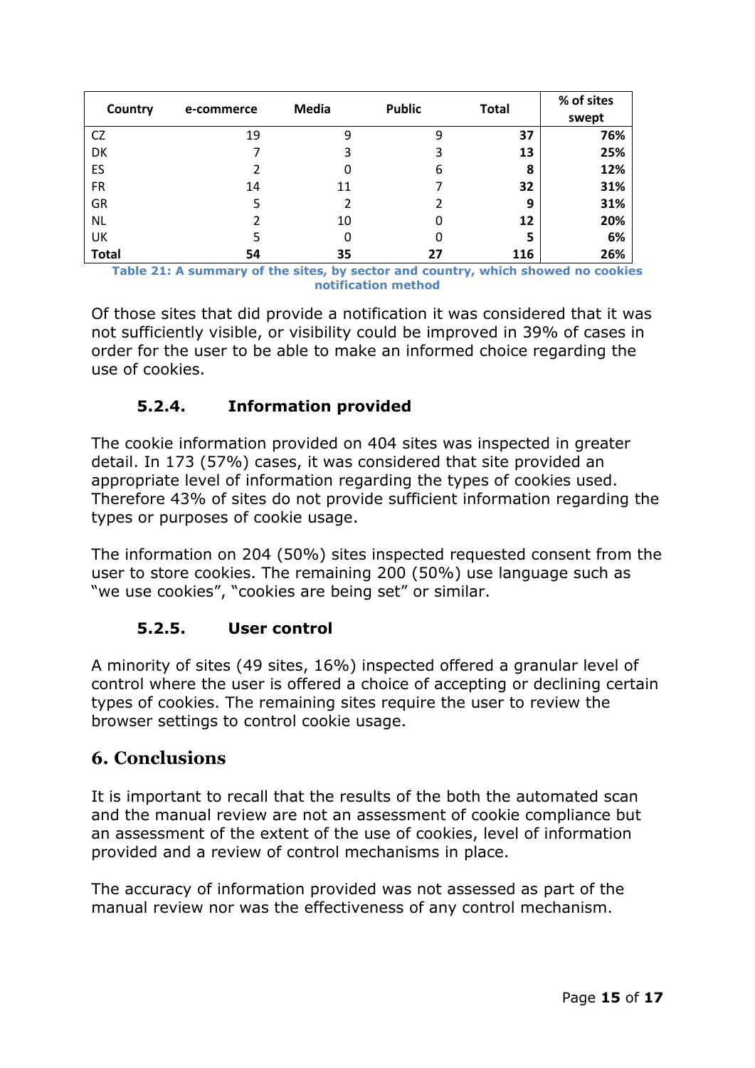| Country | e-commerce | Media | Public | Total | % of sites swept |
|---|---|---|---|---|---|
| CZ | 19 | 9 | 9 | **37** | **76%** |
| DK | 7 | 3 | 3 | **13** | **25%** |
| ES | 2 | 0 | 6 | **8** | **12%** |
| FR | 14 | 11 | 7 | **32** | **31%** |
| GR | 5 | 2 | 2 | **9** | **31%** |
| NL | 2 | 10 | 0 | **12** | **20%** |
| UK | 5 | 0 | 0 | **5** | **6%** |
| **Total** | **54** | **35** | **27** | **116** | **26%** |

**Table 21: A summary of the sites, by sector and country, which showed no cookies notification method**

Of those sites that did provide a notification it was considered that it was not sufficiently visible, or visibility could be improved in 39% of cases in order for the user to be able to make an informed choice regarding the use of cookies.

### 5.2.4. Information provided

The cookie information provided on 404 sites was inspected in greater detail. In 173 (57%) cases, it was considered that site provided an appropriate level of information regarding the types of cookies used. Therefore 43% of sites do not provide sufficient information regarding the types or purposes of cookie usage.

The information on 204 (50%) sites inspected requested consent from the user to store cookies. The remaining 200 (50%) use language such as "we use cookies", "cookies are being set" or similar.

### 5.2.5. User control

A minority of sites (49 sites, 16%) inspected offered a granular level of control where the user is offered a choice of accepting or declining certain types of cookies. The remaining sites require the user to review the browser settings to control cookie usage.

## 6. Conclusions

It is important to recall that the results of the both the automated scan and the manual review are not an assessment of cookie compliance but an assessment of the extent of the use of cookies, level of information provided and a review of control mechanisms in place.

The accuracy of information provided was not assessed as part of the manual review nor was the effectiveness of any control mechanism.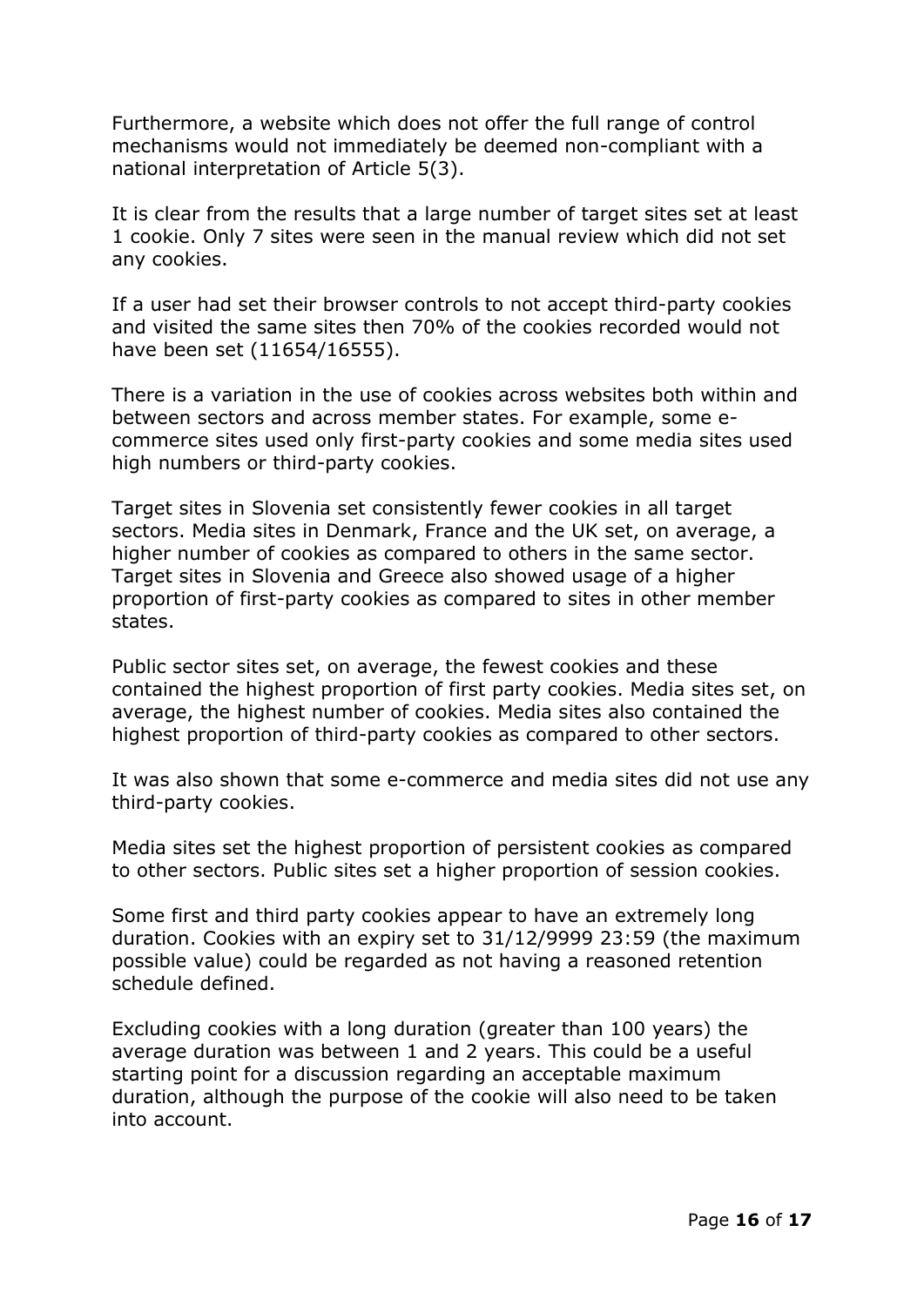Furthermore, a website which does not offer the full range of control mechanisms would not immediately be deemed non-compliant with a national interpretation of Article 5(3).

It is clear from the results that a large number of target sites set at least 1 cookie. Only 7 sites were seen in the manual review which did not set any cookies.

If a user had set their browser controls to not accept third-party cookies and visited the same sites then 70% of the cookies recorded would not have been set (11654/16555).

There is a variation in the use of cookies across websites both within and between sectors and across member states. For example, some e-commerce sites used only first-party cookies and some media sites used high numbers or third-party cookies.

Target sites in Slovenia set consistently fewer cookies in all target sectors. Media sites in Denmark, France and the UK set, on average, a higher number of cookies as compared to others in the same sector. Target sites in Slovenia and Greece also showed usage of a higher proportion of first-party cookies as compared to sites in other member states.

Public sector sites set, on average, the fewest cookies and these contained the highest proportion of first party cookies. Media sites set, on average, the highest number of cookies. Media sites also contained the highest proportion of third-party cookies as compared to other sectors.

It was also shown that some e-commerce and media sites did not use any third-party cookies.

Media sites set the highest proportion of persistent cookies as compared to other sectors. Public sites set a higher proportion of session cookies.

Some first and third party cookies appear to have an extremely long duration. Cookies with an expiry set to 31/12/9999 23:59 (the maximum possible value) could be regarded as not having a reasoned retention schedule defined.

Excluding cookies with a long duration (greater than 100 years) the average duration was between 1 and 2 years. This could be a useful starting point for a discussion regarding an acceptable maximum duration, although the purpose of the cookie will also need to be taken into account.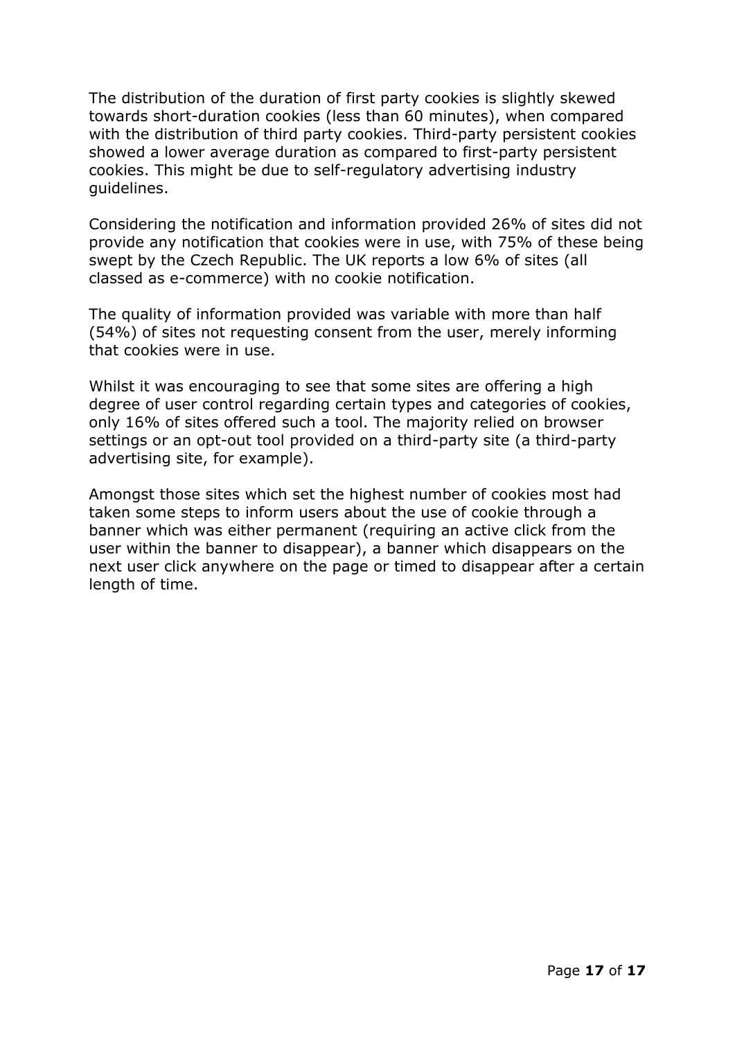The distribution of the duration of first party cookies is slightly skewed towards short-duration cookies (less than 60 minutes), when compared with the distribution of third party cookies. Third-party persistent cookies showed a lower average duration as compared to first-party persistent cookies. This might be due to self-regulatory advertising industry guidelines.

Considering the notification and information provided 26% of sites did not provide any notification that cookies were in use, with 75% of these being swept by the Czech Republic. The UK reports a low 6% of sites (all classed as e-commerce) with no cookie notification.

The quality of information provided was variable with more than half (54%) of sites not requesting consent from the user, merely informing that cookies were in use.

Whilst it was encouraging to see that some sites are offering a high degree of user control regarding certain types and categories of cookies, only 16% of sites offered such a tool. The majority relied on browser settings or an opt-out tool provided on a third-party site (a third-party advertising site, for example).

Amongst those sites which set the highest number of cookies most had taken some steps to inform users about the use of cookie through a banner which was either permanent (requiring an active click from the user within the banner to disappear), a banner which disappears on the next user click anywhere on the page or timed to disappear after a certain length of time.